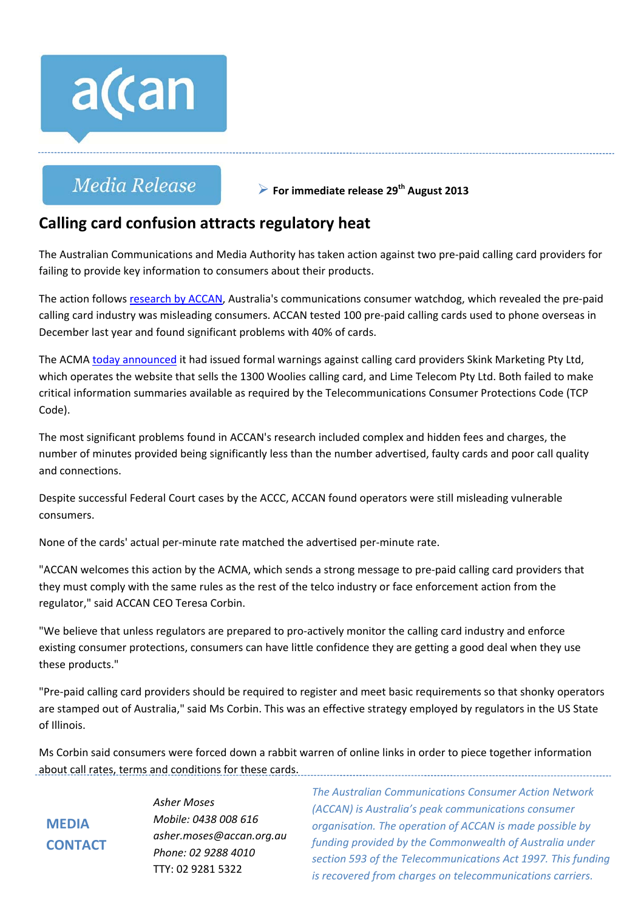accan

Media Release

➢ **For immediate release 29th August 2013**

# Calling card confusion attracts regulatory heat

The Australian Communications and Media Authority has taken action against two pre-paid calling card providers for failing to provide key information to consumers about their products.

The action follows research by ACCAN, Australia's communications consumer watchdog, which revealed the pre-paid calling card industry was misleading consumers. ACCAN tested 100 pre-paid calling cards used to phone overseas in December last year and found significant problems with 40% of cards.

The ACMA today announced it had issued formal warnings against calling card providers Skink Marketing Pty Ltd, which operates the website that sells the 1300 Woolies calling card, and Lime Telecom Pty Ltd. Both failed to make critical information summaries available as required by the Telecommunications Consumer Protections Code (TCP Code).

The most significant problems found in ACCAN's research included complex and hidden fees and charges, the number of minutes provided being significantly less than the number advertised, faulty cards and poor call quality and connections.

Despite successful Federal Court cases by the ACCC, ACCAN found operators were still misleading vulnerable consumers.

None of the cards' actual per-minute rate matched the advertised per-minute rate.

"ACCAN welcomes this action by the ACMA, which sends a strong message to pre-paid calling card providers that they must comply with the same rules as the rest of the telco industry or face enforcement action from the regulator," said ACCAN CEO Teresa Corbin.

"We believe that unless regulators are prepared to pro-actively monitor the calling card industry and enforce existing consumer protections, consumers can have little confidence they are getting a good deal when they use these products."

"Pre-paid calling card providers should be required to register and meet basic requirements so that shonky operators are stamped out of Australia," said Ms Corbin. This was an effective strategy employed by regulators in the US State of Illinois.

Ms Corbin said consumers were forced down a rabbit warren of online links in order to piece together information about call rates, terms and conditions for these cards.

**MEDIA CONTACT**

*Asher Moses*
*Mobile: 0438 008 616*
*asher.moses@accan.org.au*
*Phone: 02 9288 4010*
TTY: 02 9281 5322

*The Australian Communications Consumer Action Network (ACCAN) is Australia's peak communications consumer organisation. The operation of ACCAN is made possible by funding provided by the Commonwealth of Australia under section 593 of the Telecommunications Act 1997. This funding is recovered from charges on telecommunications carriers.*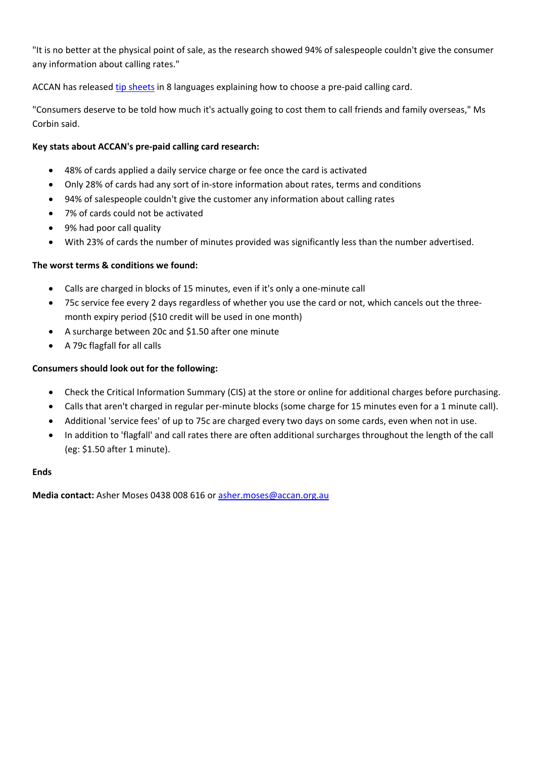"It is no better at the physical point of sale, as the research showed 94% of salespeople couldn't give the consumer any information about calling rates."

ACCAN has released tip sheets in 8 languages explaining how to choose a pre-paid calling card.

"Consumers deserve to be told how much it's actually going to cost them to call friends and family overseas," Ms Corbin said.

**Key stats about ACCAN's pre-paid calling card research:**

- 48% of cards applied a daily service charge or fee once the card is activated
- Only 28% of cards had any sort of in-store information about rates, terms and conditions
- 94% of salespeople couldn't give the customer any information about calling rates
- 7% of cards could not be activated
- 9% had poor call quality
- With 23% of cards the number of minutes provided was significantly less than the number advertised.

**The worst terms & conditions we found:**

- Calls are charged in blocks of 15 minutes, even if it's only a one-minute call
- 75c service fee every 2 days regardless of whether you use the card or not, which cancels out the three-month expiry period ($10 credit will be used in one month)
- A surcharge between 20c and $1.50 after one minute
- A 79c flagfall for all calls

**Consumers should look out for the following:**

- Check the Critical Information Summary (CIS) at the store or online for additional charges before purchasing.
- Calls that aren't charged in regular per-minute blocks (some charge for 15 minutes even for a 1 minute call).
- Additional 'service fees' of up to 75c are charged every two days on some cards, even when not in use.
- In addition to 'flagfall' and call rates there are often additional surcharges throughout the length of the call (eg: $1.50 after 1 minute).

**Ends**

**Media contact:** Asher Moses 0438 008 616 or asher.moses@accan.org.au